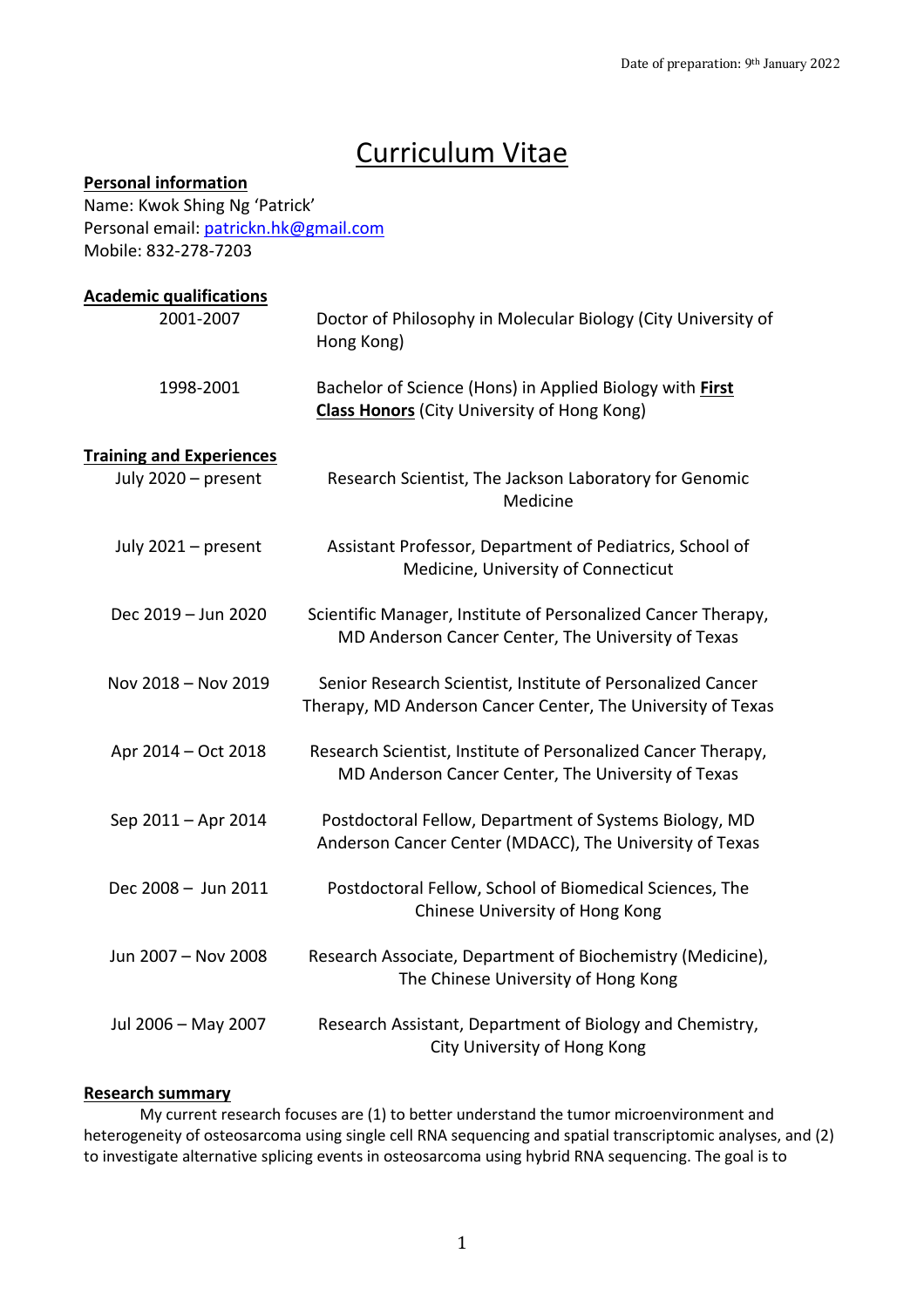Date of preparation: 9th January 2022

# Curriculum Vitae

**Personal information**

Name: Kwok Shing Ng 'Patrick'
Personal email: patrickn.hk@gmail.com
Mobile: 832-278-7203

**Academic qualifications**

| | |
|---|---|
| 2001-2007 | Doctor of Philosophy in Molecular Biology (City University of Hong Kong) |
| 1998-2001 | Bachelor of Science (Hons) in Applied Biology with **First Class Honors** (City University of Hong Kong) |

**Training and Experiences**

| | |
|---|---|
| July 2020 – present | Research Scientist, The Jackson Laboratory for Genomic Medicine |
| July 2021 – present | Assistant Professor, Department of Pediatrics, School of Medicine, University of Connecticut |
| Dec 2019 – Jun 2020 | Scientific Manager, Institute of Personalized Cancer Therapy, MD Anderson Cancer Center, The University of Texas |
| Nov 2018 – Nov 2019 | Senior Research Scientist, Institute of Personalized Cancer Therapy, MD Anderson Cancer Center, The University of Texas |
| Apr 2014 – Oct 2018 | Research Scientist, Institute of Personalized Cancer Therapy, MD Anderson Cancer Center, The University of Texas |
| Sep 2011 – Apr 2014 | Postdoctoral Fellow, Department of Systems Biology, MD Anderson Cancer Center (MDACC), The University of Texas |
| Dec 2008 – Jun 2011 | Postdoctoral Fellow, School of Biomedical Sciences, The Chinese University of Hong Kong |
| Jun 2007 – Nov 2008 | Research Associate, Department of Biochemistry (Medicine), The Chinese University of Hong Kong |
| Jul 2006 – May 2007 | Research Assistant, Department of Biology and Chemistry, City University of Hong Kong |

**Research summary**

My current research focuses are (1) to better understand the tumor microenvironment and heterogeneity of osteosarcoma using single cell RNA sequencing and spatial transcriptomic analyses, and (2) to investigate alternative splicing events in osteosarcoma using hybrid RNA sequencing. The goal is to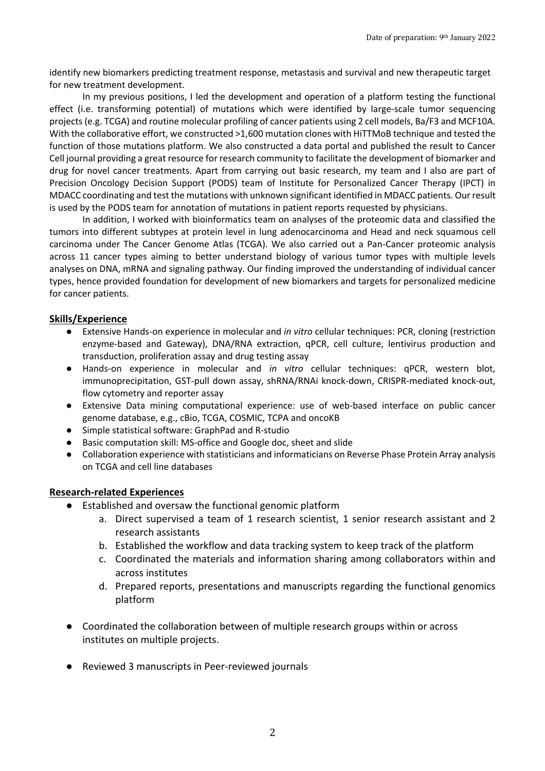identify new biomarkers predicting treatment response, metastasis and survival and new therapeutic target for new treatment development.

In my previous positions, I led the development and operation of a platform testing the functional effect (i.e. transforming potential) of mutations which were identified by large-scale tumor sequencing projects (e.g. TCGA) and routine molecular profiling of cancer patients using 2 cell models, Ba/F3 and MCF10A. With the collaborative effort, we constructed >1,600 mutation clones with HiTTMoB technique and tested the function of those mutations platform. We also constructed a data portal and published the result to Cancer Cell journal providing a great resource for research community to facilitate the development of biomarker and drug for novel cancer treatments. Apart from carrying out basic research, my team and I also are part of Precision Oncology Decision Support (PODS) team of Institute for Personalized Cancer Therapy (IPCT) in MDACC coordinating and test the mutations with unknown significant identified in MDACC patients. Our result is used by the PODS team for annotation of mutations in patient reports requested by physicians.

In addition, I worked with bioinformatics team on analyses of the proteomic data and classified the tumors into different subtypes at protein level in lung adenocarcinoma and Head and neck squamous cell carcinoma under The Cancer Genome Atlas (TCGA). We also carried out a Pan-Cancer proteomic analysis across 11 cancer types aiming to better understand biology of various tumor types with multiple levels analyses on DNA, mRNA and signaling pathway. Our finding improved the understanding of individual cancer types, hence provided foundation for development of new biomarkers and targets for personalized medicine for cancer patients.

## Skills/Experience

- Extensive Hands-on experience in molecular and *in vitro* cellular techniques: PCR, cloning (restriction enzyme-based and Gateway), DNA/RNA extraction, qPCR, cell culture, lentivirus production and transduction, proliferation assay and drug testing assay
- Hands-on experience in molecular and *in vitro* cellular techniques: qPCR, western blot, immunoprecipitation, GST-pull down assay, shRNA/RNAi knock-down, CRISPR-mediated knock-out, flow cytometry and reporter assay
- Extensive Data mining computational experience: use of web-based interface on public cancer genome database, e.g., cBio, TCGA, COSMIC, TCPA and oncoKB
- Simple statistical software: GraphPad and R-studio
- Basic computation skill: MS-office and Google doc, sheet and slide
- Collaboration experience with statisticians and informaticians on Reverse Phase Protein Array analysis on TCGA and cell line databases

## Research-related Experiences

- Established and oversaw the functional genomic platform
  a. Direct supervised a team of 1 research scientist, 1 senior research assistant and 2 research assistants
  b. Established the workflow and data tracking system to keep track of the platform
  c. Coordinated the materials and information sharing among collaborators within and across institutes
  d. Prepared reports, presentations and manuscripts regarding the functional genomics platform
- Coordinated the collaboration between of multiple research groups within or across institutes on multiple projects.
- Reviewed 3 manuscripts in Peer-reviewed journals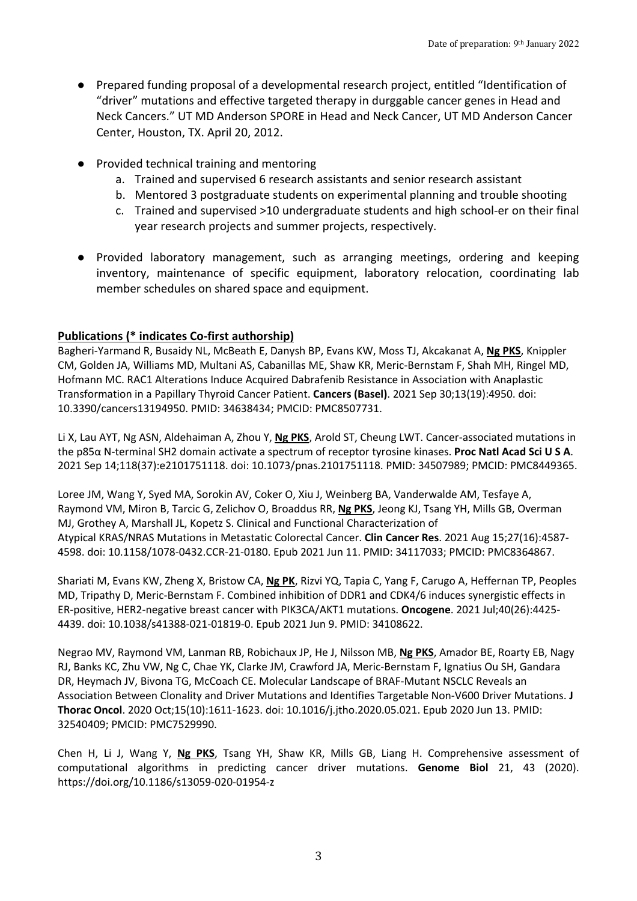- Prepared funding proposal of a developmental research project, entitled "Identification of "driver" mutations and effective targeted therapy in durggable cancer genes in Head and Neck Cancers." UT MD Anderson SPORE in Head and Neck Cancer, UT MD Anderson Cancer Center, Houston, TX. April 20, 2012.

- Provided technical training and mentoring
    a. Trained and supervised 6 research assistants and senior research assistant
    b. Mentored 3 postgraduate students on experimental planning and trouble shooting
    c. Trained and supervised >10 undergraduate students and high school-er on their final year research projects and summer projects, respectively.

- Provided laboratory management, such as arranging meetings, ordering and keeping inventory, maintenance of specific equipment, laboratory relocation, coordinating lab member schedules on shared space and equipment.

## Publications (* indicates Co-first authorship)

Bagheri-Yarmand R, Busaidy NL, McBeath E, Danysh BP, Evans KW, Moss TJ, Akcakanat A, **Ng PKS**, Knippler CM, Golden JA, Williams MD, Multani AS, Cabanillas ME, Shaw KR, Meric-Bernstam F, Shah MH, Ringel MD, Hofmann MC. RAC1 Alterations Induce Acquired Dabrafenib Resistance in Association with Anaplastic Transformation in a Papillary Thyroid Cancer Patient. **Cancers (Basel)**. 2021 Sep 30;13(19):4950. doi: 10.3390/cancers13194950. PMID: 34638434; PMCID: PMC8507731.

Li X, Lau AYT, Ng ASN, Aldehaiman A, Zhou Y, **Ng PKS**, Arold ST, Cheung LWT. Cancer-associated mutations in the p85α N-terminal SH2 domain activate a spectrum of receptor tyrosine kinases. **Proc Natl Acad Sci U S A**. 2021 Sep 14;118(37):e2101751118. doi: 10.1073/pnas.2101751118. PMID: 34507989; PMCID: PMC8449365.

Loree JM, Wang Y, Syed MA, Sorokin AV, Coker O, Xiu J, Weinberg BA, Vanderwalde AM, Tesfaye A, Raymond VM, Miron B, Tarcic G, Zelichov O, Broaddus RR, **Ng PKS**, Jeong KJ, Tsang YH, Mills GB, Overman MJ, Grothey A, Marshall JL, Kopetz S. Clinical and Functional Characterization of Atypical KRAS/NRAS Mutations in Metastatic Colorectal Cancer. **Clin Cancer Res**. 2021 Aug 15;27(16):4587-4598. doi: 10.1158/1078-0432.CCR-21-0180. Epub 2021 Jun 11. PMID: 34117033; PMCID: PMC8364867.

Shariati M, Evans KW, Zheng X, Bristow CA, **Ng PK**, Rizvi YQ, Tapia C, Yang F, Carugo A, Heffernan TP, Peoples MD, Tripathy D, Meric-Bernstam F. Combined inhibition of DDR1 and CDK4/6 induces synergistic effects in ER-positive, HER2-negative breast cancer with PIK3CA/AKT1 mutations. **Oncogene**. 2021 Jul;40(26):4425-4439. doi: 10.1038/s41388-021-01819-0. Epub 2021 Jun 9. PMID: 34108622.

Negrao MV, Raymond VM, Lanman RB, Robichaux JP, He J, Nilsson MB, **Ng PKS**, Amador BE, Roarty EB, Nagy RJ, Banks KC, Zhu VW, Ng C, Chae YK, Clarke JM, Crawford JA, Meric-Bernstam F, Ignatius Ou SH, Gandara DR, Heymach JV, Bivona TG, McCoach CE. Molecular Landscape of BRAF-Mutant NSCLC Reveals an Association Between Clonality and Driver Mutations and Identifies Targetable Non-V600 Driver Mutations. **J Thorac Oncol**. 2020 Oct;15(10):1611-1623. doi: 10.1016/j.jtho.2020.05.021. Epub 2020 Jun 13. PMID: 32540409; PMCID: PMC7529990.

Chen H, Li J, Wang Y, **Ng PKS**, Tsang YH, Shaw KR, Mills GB, Liang H. Comprehensive assessment of computational algorithms in predicting cancer driver mutations. **Genome Biol** 21, 43 (2020). https://doi.org/10.1186/s13059-020-01954-z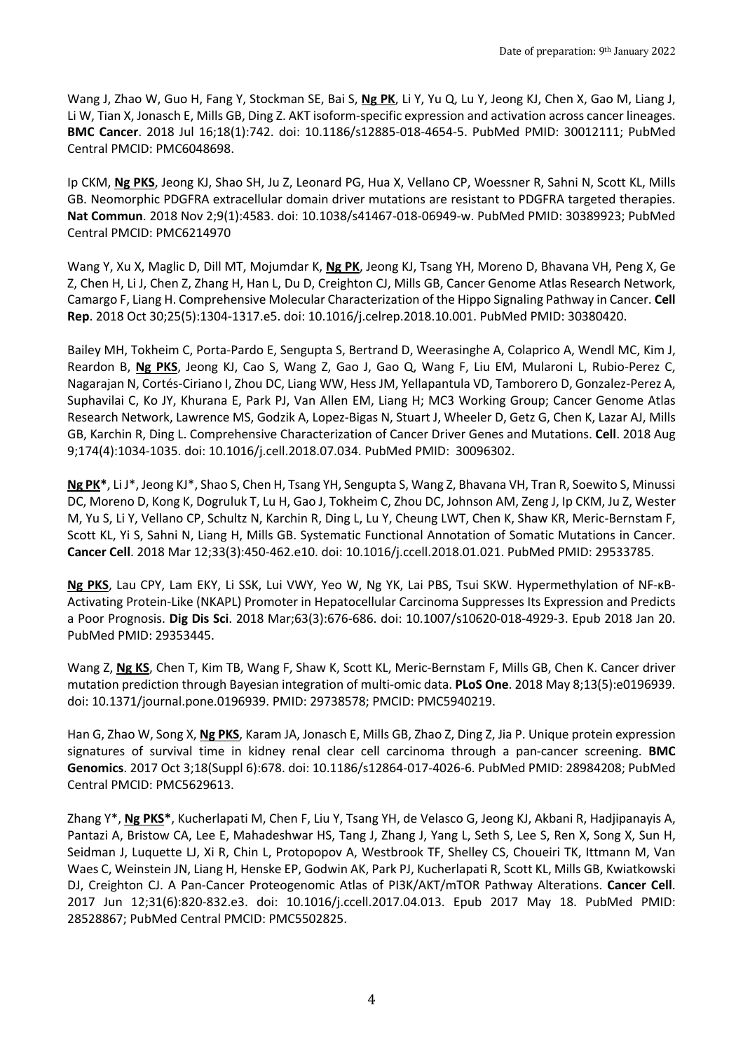Wang J, Zhao W, Guo H, Fang Y, Stockman SE, Bai S, **Ng PK**, Li Y, Yu Q, Lu Y, Jeong KJ, Chen X, Gao M, Liang J, Li W, Tian X, Jonasch E, Mills GB, Ding Z. AKT isoform-specific expression and activation across cancer lineages. **BMC Cancer**. 2018 Jul 16;18(1):742. doi: 10.1186/s12885-018-4654-5. PubMed PMID: 30012111; PubMed Central PMCID: PMC6048698.

Ip CKM, **Ng PKS**, Jeong KJ, Shao SH, Ju Z, Leonard PG, Hua X, Vellano CP, Woessner R, Sahni N, Scott KL, Mills GB. Neomorphic PDGFRA extracellular domain driver mutations are resistant to PDGFRA targeted therapies. **Nat Commun**. 2018 Nov 2;9(1):4583. doi: 10.1038/s41467-018-06949-w. PubMed PMID: 30389923; PubMed Central PMCID: PMC6214970

Wang Y, Xu X, Maglic D, Dill MT, Mojumdar K, **Ng PK**, Jeong KJ, Tsang YH, Moreno D, Bhavana VH, Peng X, Ge Z, Chen H, Li J, Chen Z, Zhang H, Han L, Du D, Creighton CJ, Mills GB, Cancer Genome Atlas Research Network, Camargo F, Liang H. Comprehensive Molecular Characterization of the Hippo Signaling Pathway in Cancer. **Cell Rep**. 2018 Oct 30;25(5):1304-1317.e5. doi: 10.1016/j.celrep.2018.10.001. PubMed PMID: 30380420.

Bailey MH, Tokheim C, Porta-Pardo E, Sengupta S, Bertrand D, Weerasinghe A, Colaprico A, Wendl MC, Kim J, Reardon B, **Ng PKS**, Jeong KJ, Cao S, Wang Z, Gao J, Gao Q, Wang F, Liu EM, Mularoni L, Rubio-Perez C, Nagarajan N, Cortés-Ciriano I, Zhou DC, Liang WW, Hess JM, Yellapantula VD, Tamborero D, Gonzalez-Perez A, Suphavilai C, Ko JY, Khurana E, Park PJ, Van Allen EM, Liang H; MC3 Working Group; Cancer Genome Atlas Research Network, Lawrence MS, Godzik A, Lopez-Bigas N, Stuart J, Wheeler D, Getz G, Chen K, Lazar AJ, Mills GB, Karchin R, Ding L. Comprehensive Characterization of Cancer Driver Genes and Mutations. **Cell**. 2018 Aug 9;174(4):1034-1035. doi: 10.1016/j.cell.2018.07.034. PubMed PMID: 30096302.

**Ng PK***, Li J*, Jeong KJ*, Shao S, Chen H, Tsang YH, Sengupta S, Wang Z, Bhavana VH, Tran R, Soewito S, Minussi DC, Moreno D, Kong K, Dogruluk T, Lu H, Gao J, Tokheim C, Zhou DC, Johnson AM, Zeng J, Ip CKM, Ju Z, Wester M, Yu S, Li Y, Vellano CP, Schultz N, Karchin R, Ding L, Lu Y, Cheung LWT, Chen K, Shaw KR, Meric-Bernstam F, Scott KL, Yi S, Sahni N, Liang H, Mills GB. Systematic Functional Annotation of Somatic Mutations in Cancer. **Cancer Cell**. 2018 Mar 12;33(3):450-462.e10. doi: 10.1016/j.ccell.2018.01.021. PubMed PMID: 29533785.

**Ng PKS**, Lau CPY, Lam EKY, Li SSK, Lui VWY, Yeo W, Ng YK, Lai PBS, Tsui SKW. Hypermethylation of NF-κB-Activating Protein-Like (NKAPL) Promoter in Hepatocellular Carcinoma Suppresses Its Expression and Predicts a Poor Prognosis. **Dig Dis Sci**. 2018 Mar;63(3):676-686. doi: 10.1007/s10620-018-4929-3. Epub 2018 Jan 20. PubMed PMID: 29353445.

Wang Z, **Ng KS**, Chen T, Kim TB, Wang F, Shaw K, Scott KL, Meric-Bernstam F, Mills GB, Chen K. Cancer driver mutation prediction through Bayesian integration of multi-omic data. **PLoS One**. 2018 May 8;13(5):e0196939. doi: 10.1371/journal.pone.0196939. PMID: 29738578; PMCID: PMC5940219.

Han G, Zhao W, Song X, **Ng PKS**, Karam JA, Jonasch E, Mills GB, Zhao Z, Ding Z, Jia P. Unique protein expression signatures of survival time in kidney renal clear cell carcinoma through a pan-cancer screening. **BMC Genomics**. 2017 Oct 3;18(Suppl 6):678. doi: 10.1186/s12864-017-4026-6. PubMed PMID: 28984208; PubMed Central PMCID: PMC5629613.

Zhang Y*, **Ng PKS***, Kucherlapati M, Chen F, Liu Y, Tsang YH, de Velasco G, Jeong KJ, Akbani R, Hadjipanayis A, Pantazi A, Bristow CA, Lee E, Mahadeshwar HS, Tang J, Zhang J, Yang L, Seth S, Lee S, Ren X, Song X, Sun H, Seidman J, Luquette LJ, Xi R, Chin L, Protopopov A, Westbrook TF, Shelley CS, Choueiri TK, Ittmann M, Van Waes C, Weinstein JN, Liang H, Henske EP, Godwin AK, Park PJ, Kucherlapati R, Scott KL, Mills GB, Kwiatkowski DJ, Creighton CJ. A Pan-Cancer Proteogenomic Atlas of PI3K/AKT/mTOR Pathway Alterations. **Cancer Cell**. 2017 Jun 12;31(6):820-832.e3. doi: 10.1016/j.ccell.2017.04.013. Epub 2017 May 18. PubMed PMID: 28528867; PubMed Central PMCID: PMC5502825.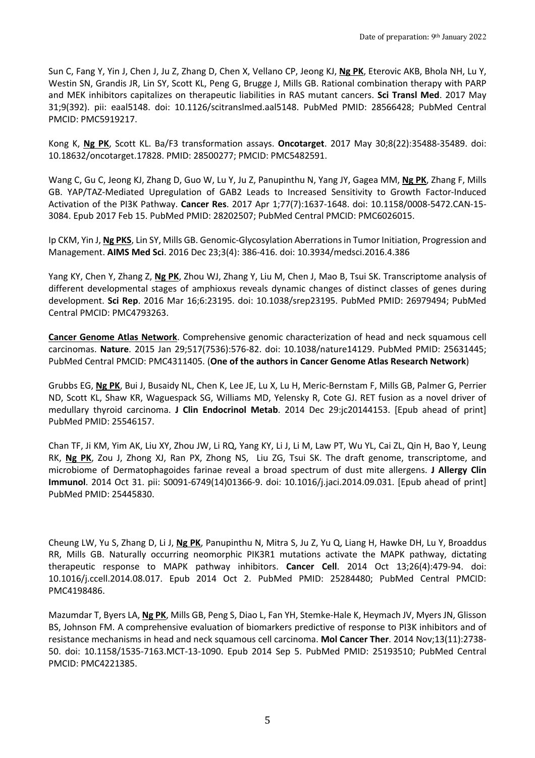Sun C, Fang Y, Yin J, Chen J, Ju Z, Zhang D, Chen X, Vellano CP, Jeong KJ, **Ng PK**, Eterovic AKB, Bhola NH, Lu Y, Westin SN, Grandis JR, Lin SY, Scott KL, Peng G, Brugge J, Mills GB. Rational combination therapy with PARP and MEK inhibitors capitalizes on therapeutic liabilities in RAS mutant cancers. **Sci Transl Med**. 2017 May 31;9(392). pii: eaal5148. doi: 10.1126/scitranslmed.aal5148. PubMed PMID: 28566428; PubMed Central PMCID: PMC5919217.

Kong K, **Ng PK**, Scott KL. Ba/F3 transformation assays. **Oncotarget**. 2017 May 30;8(22):35488-35489. doi: 10.18632/oncotarget.17828. PMID: 28500277; PMCID: PMC5482591.

Wang C, Gu C, Jeong KJ, Zhang D, Guo W, Lu Y, Ju Z, Panupinthu N, Yang JY, Gagea MM, **Ng PK**, Zhang F, Mills GB. YAP/TAZ-Mediated Upregulation of GAB2 Leads to Increased Sensitivity to Growth Factor-Induced Activation of the PI3K Pathway. **Cancer Res**. 2017 Apr 1;77(7):1637-1648. doi: 10.1158/0008-5472.CAN-15-3084. Epub 2017 Feb 15. PubMed PMID: 28202507; PubMed Central PMCID: PMC6026015.

Ip CKM, Yin J, **Ng PKS**, Lin SY, Mills GB. Genomic-Glycosylation Aberrations in Tumor Initiation, Progression and Management. **AIMS Med Sci**. 2016 Dec 23;3(4): 386-416. doi: 10.3934/medsci.2016.4.386

Yang KY, Chen Y, Zhang Z, **Ng PK**, Zhou WJ, Zhang Y, Liu M, Chen J, Mao B, Tsui SK. Transcriptome analysis of different developmental stages of amphioxus reveals dynamic changes of distinct classes of genes during development. **Sci Rep**. 2016 Mar 16;6:23195. doi: 10.1038/srep23195. PubMed PMID: 26979494; PubMed Central PMCID: PMC4793263.

**Cancer Genome Atlas Network**. Comprehensive genomic characterization of head and neck squamous cell carcinomas. **Nature**. 2015 Jan 29;517(7536):576-82. doi: 10.1038/nature14129. PubMed PMID: 25631445; PubMed Central PMCID: PMC4311405. (**One of the authors in Cancer Genome Atlas Research Network**)

Grubbs EG, **Ng PK**, Bui J, Busaidy NL, Chen K, Lee JE, Lu X, Lu H, Meric-Bernstam F, Mills GB, Palmer G, Perrier ND, Scott KL, Shaw KR, Waguespack SG, Williams MD, Yelensky R, Cote GJ. RET fusion as a novel driver of medullary thyroid carcinoma. **J Clin Endocrinol Metab**. 2014 Dec 29:jc20144153. [Epub ahead of print] PubMed PMID: 25546157.

Chan TF, Ji KM, Yim AK, Liu XY, Zhou JW, Li RQ, Yang KY, Li J, Li M, Law PT, Wu YL, Cai ZL, Qin H, Bao Y, Leung RK, **Ng PK**, Zou J, Zhong XJ, Ran PX, Zhong NS, Liu ZG, Tsui SK. The draft genome, transcriptome, and microbiome of Dermatophagoides farinae reveal a broad spectrum of dust mite allergens. **J Allergy Clin Immunol**. 2014 Oct 31. pii: S0091-6749(14)01366-9. doi: 10.1016/j.jaci.2014.09.031. [Epub ahead of print] PubMed PMID: 25445830.

Cheung LW, Yu S, Zhang D, Li J, **Ng PK**, Panupinthu N, Mitra S, Ju Z, Yu Q, Liang H, Hawke DH, Lu Y, Broaddus RR, Mills GB. Naturally occurring neomorphic PIK3R1 mutations activate the MAPK pathway, dictating therapeutic response to MAPK pathway inhibitors. **Cancer Cell**. 2014 Oct 13;26(4):479-94. doi: 10.1016/j.ccell.2014.08.017. Epub 2014 Oct 2. PubMed PMID: 25284480; PubMed Central PMCID: PMC4198486.

Mazumdar T, Byers LA, **Ng PK**, Mills GB, Peng S, Diao L, Fan YH, Stemke-Hale K, Heymach JV, Myers JN, Glisson BS, Johnson FM. A comprehensive evaluation of biomarkers predictive of response to PI3K inhibitors and of resistance mechanisms in head and neck squamous cell carcinoma. **Mol Cancer Ther**. 2014 Nov;13(11):2738-50. doi: 10.1158/1535-7163.MCT-13-1090. Epub 2014 Sep 5. PubMed PMID: 25193510; PubMed Central PMCID: PMC4221385.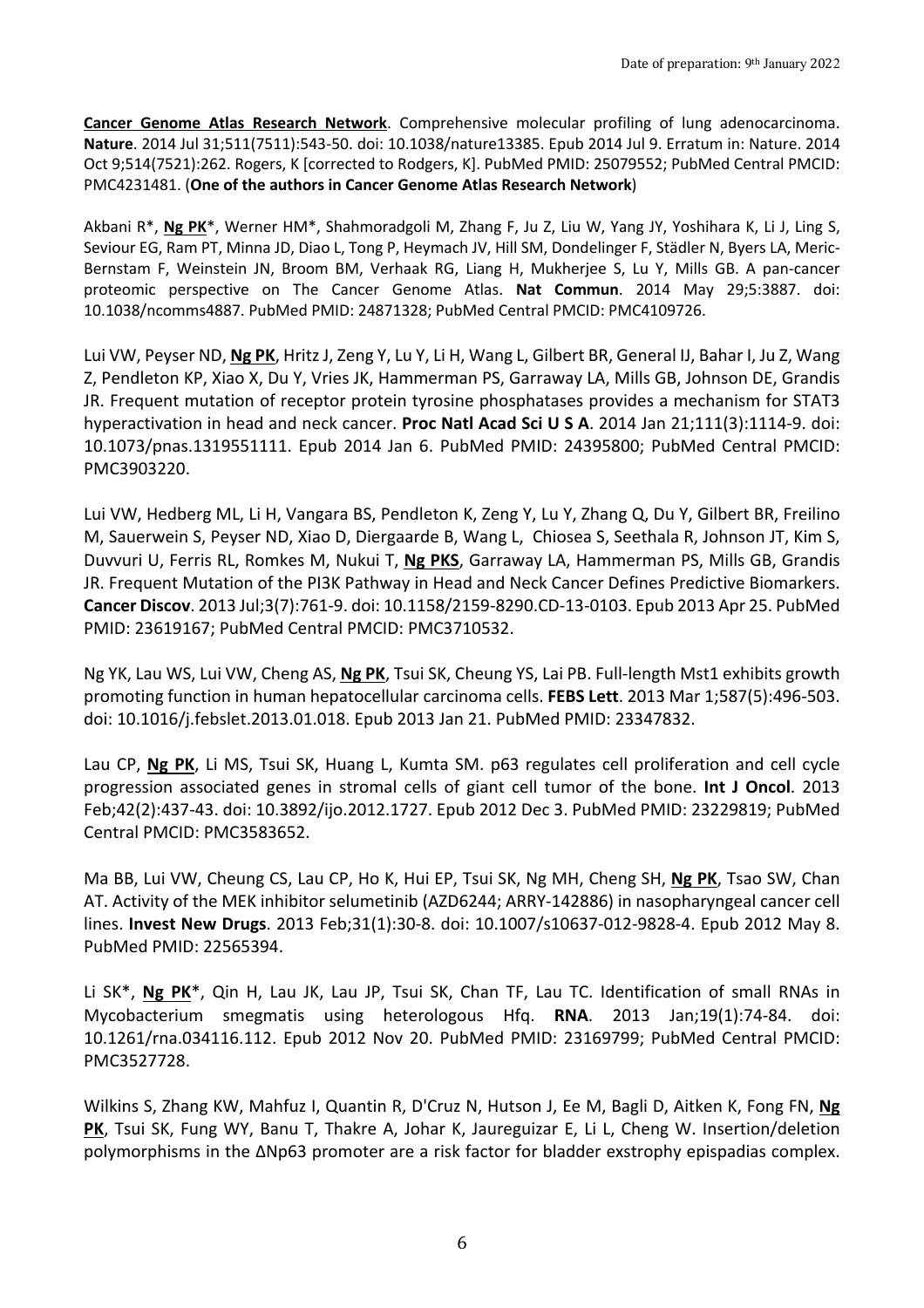**Cancer Genome Atlas Research Network**. Comprehensive molecular profiling of lung adenocarcinoma. **Nature**. 2014 Jul 31;511(7511):543-50. doi: 10.1038/nature13385. Epub 2014 Jul 9. Erratum in: Nature. 2014 Oct 9;514(7521):262. Rogers, K [corrected to Rodgers, K]. PubMed PMID: 25079552; PubMed Central PMCID: PMC4231481. (**One of the authors in Cancer Genome Atlas Research Network**)

Akbani R*, **Ng PK***, Werner HM*, Shahmoradgoli M, Zhang F, Ju Z, Liu W, Yang JY, Yoshihara K, Li J, Ling S, Seviour EG, Ram PT, Minna JD, Diao L, Tong P, Heymach JV, Hill SM, Dondelinger F, Städler N, Byers LA, Meric-Bernstam F, Weinstein JN, Broom BM, Verhaak RG, Liang H, Mukherjee S, Lu Y, Mills GB. A pan-cancer proteomic perspective on The Cancer Genome Atlas. **Nat Commun**. 2014 May 29;5:3887. doi: 10.1038/ncomms4887. PubMed PMID: 24871328; PubMed Central PMCID: PMC4109726.

Lui VW, Peyser ND, **Ng PK**, Hritz J, Zeng Y, Lu Y, Li H, Wang L, Gilbert BR, General IJ, Bahar I, Ju Z, Wang Z, Pendleton KP, Xiao X, Du Y, Vries JK, Hammerman PS, Garraway LA, Mills GB, Johnson DE, Grandis JR. Frequent mutation of receptor protein tyrosine phosphatases provides a mechanism for STAT3 hyperactivation in head and neck cancer. **Proc Natl Acad Sci U S A**. 2014 Jan 21;111(3):1114-9. doi: 10.1073/pnas.1319551111. Epub 2014 Jan 6. PubMed PMID: 24395800; PubMed Central PMCID: PMC3903220.

Lui VW, Hedberg ML, Li H, Vangara BS, Pendleton K, Zeng Y, Lu Y, Zhang Q, Du Y, Gilbert BR, Freilino M, Sauerwein S, Peyser ND, Xiao D, Diergaarde B, Wang L, Chiosea S, Seethala R, Johnson JT, Kim S, Duvvuri U, Ferris RL, Romkes M, Nukui T, **Ng PKS**, Garraway LA, Hammerman PS, Mills GB, Grandis JR. Frequent Mutation of the PI3K Pathway in Head and Neck Cancer Defines Predictive Biomarkers. **Cancer Discov**. 2013 Jul;3(7):761-9. doi: 10.1158/2159-8290.CD-13-0103. Epub 2013 Apr 25. PubMed PMID: 23619167; PubMed Central PMCID: PMC3710532.

Ng YK, Lau WS, Lui VW, Cheng AS, **Ng PK**, Tsui SK, Cheung YS, Lai PB. Full-length Mst1 exhibits growth promoting function in human hepatocellular carcinoma cells. **FEBS Lett**. 2013 Mar 1;587(5):496-503. doi: 10.1016/j.febslet.2013.01.018. Epub 2013 Jan 21. PubMed PMID: 23347832.

Lau CP, **Ng PK**, Li MS, Tsui SK, Huang L, Kumta SM. p63 regulates cell proliferation and cell cycle progression associated genes in stromal cells of giant cell tumor of the bone. **Int J Oncol**. 2013 Feb;42(2):437-43. doi: 10.3892/ijo.2012.1727. Epub 2012 Dec 3. PubMed PMID: 23229819; PubMed Central PMCID: PMC3583652.

Ma BB, Lui VW, Cheung CS, Lau CP, Ho K, Hui EP, Tsui SK, Ng MH, Cheng SH, **Ng PK**, Tsao SW, Chan AT. Activity of the MEK inhibitor selumetinib (AZD6244; ARRY-142886) in nasopharyngeal cancer cell lines. **Invest New Drugs**. 2013 Feb;31(1):30-8. doi: 10.1007/s10637-012-9828-4. Epub 2012 May 8. PubMed PMID: 22565394.

Li SK*, **Ng PK***, Qin H, Lau JK, Lau JP, Tsui SK, Chan TF, Lau TC. Identification of small RNAs in Mycobacterium smegmatis using heterologous Hfq. **RNA**. 2013 Jan;19(1):74-84. doi: 10.1261/rna.034116.112. Epub 2012 Nov 20. PubMed PMID: 23169799; PubMed Central PMCID: PMC3527728.

Wilkins S, Zhang KW, Mahfuz I, Quantin R, D'Cruz N, Hutson J, Ee M, Bagli D, Aitken K, Fong FN, **Ng PK**, Tsui SK, Fung WY, Banu T, Thakre A, Johar K, Jaureguizar E, Li L, Cheng W. Insertion/deletion polymorphisms in the ΔNp63 promoter are a risk factor for bladder exstrophy epispadias complex.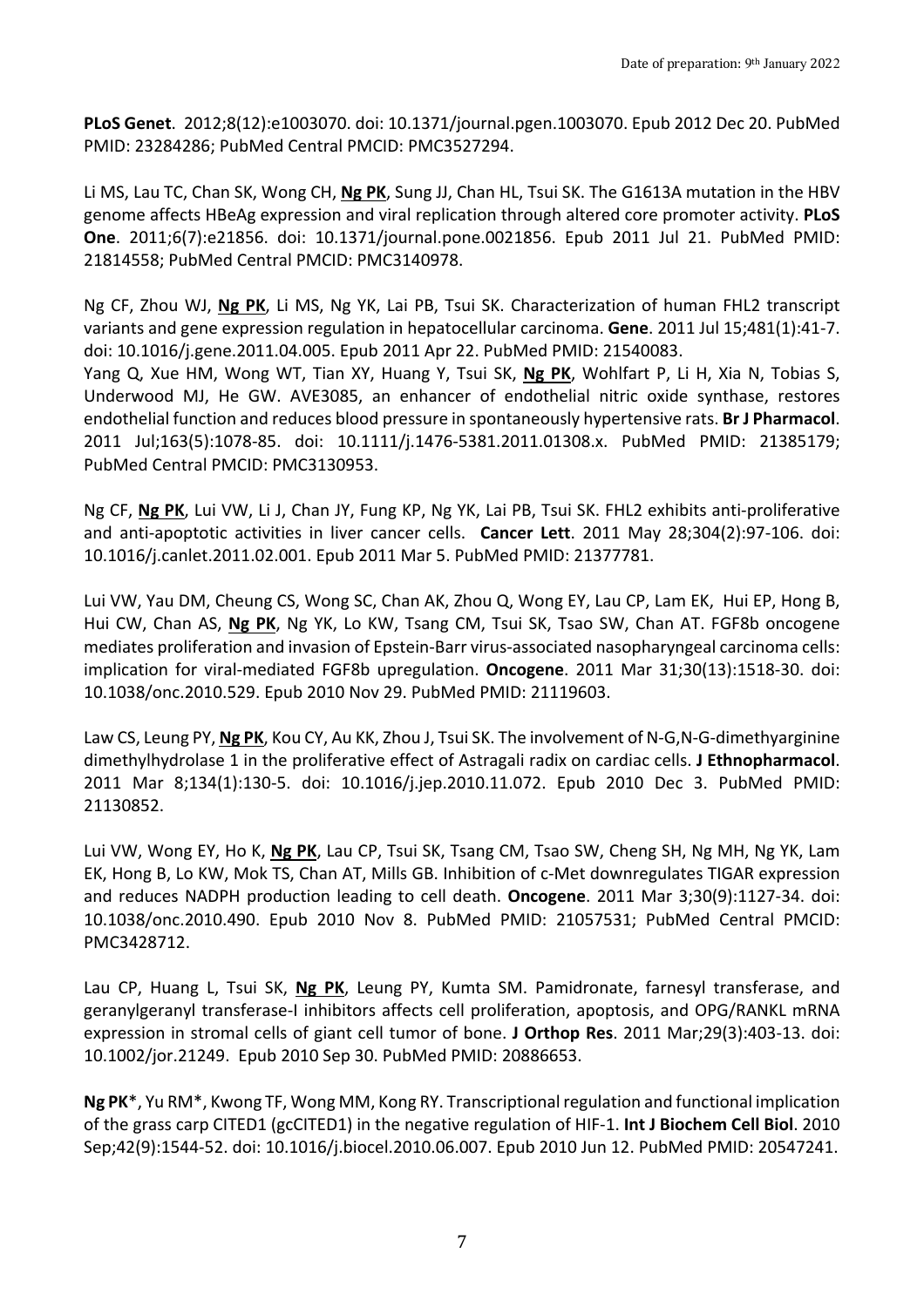**PLoS Genet**. 2012;8(12):e1003070. doi: 10.1371/journal.pgen.1003070. Epub 2012 Dec 20. PubMed PMID: 23284286; PubMed Central PMCID: PMC3527294.

Li MS, Lau TC, Chan SK, Wong CH, **Ng PK**, Sung JJ, Chan HL, Tsui SK. The G1613A mutation in the HBV genome affects HBeAg expression and viral replication through altered core promoter activity. **PLoS One**. 2011;6(7):e21856. doi: 10.1371/journal.pone.0021856. Epub 2011 Jul 21. PubMed PMID: 21814558; PubMed Central PMCID: PMC3140978.

Ng CF, Zhou WJ, **Ng PK**, Li MS, Ng YK, Lai PB, Tsui SK. Characterization of human FHL2 transcript variants and gene expression regulation in hepatocellular carcinoma. **Gene**. 2011 Jul 15;481(1):41-7. doi: 10.1016/j.gene.2011.04.005. Epub 2011 Apr 22. PubMed PMID: 21540083.

Yang Q, Xue HM, Wong WT, Tian XY, Huang Y, Tsui SK, **Ng PK**, Wohlfart P, Li H, Xia N, Tobias S, Underwood MJ, He GW. AVE3085, an enhancer of endothelial nitric oxide synthase, restores endothelial function and reduces blood pressure in spontaneously hypertensive rats. **Br J Pharmacol**. 2011 Jul;163(5):1078-85. doi: 10.1111/j.1476-5381.2011.01308.x. PubMed PMID: 21385179; PubMed Central PMCID: PMC3130953.

Ng CF, **Ng PK**, Lui VW, Li J, Chan JY, Fung KP, Ng YK, Lai PB, Tsui SK. FHL2 exhibits anti-proliferative and anti-apoptotic activities in liver cancer cells. **Cancer Lett**. 2011 May 28;304(2):97-106. doi: 10.1016/j.canlet.2011.02.001. Epub 2011 Mar 5. PubMed PMID: 21377781.

Lui VW, Yau DM, Cheung CS, Wong SC, Chan AK, Zhou Q, Wong EY, Lau CP, Lam EK, Hui EP, Hong B, Hui CW, Chan AS, **Ng PK**, Ng YK, Lo KW, Tsang CM, Tsui SK, Tsao SW, Chan AT. FGF8b oncogene mediates proliferation and invasion of Epstein-Barr virus-associated nasopharyngeal carcinoma cells: implication for viral-mediated FGF8b upregulation. **Oncogene**. 2011 Mar 31;30(13):1518-30. doi: 10.1038/onc.2010.529. Epub 2010 Nov 29. PubMed PMID: 21119603.

Law CS, Leung PY, **Ng PK**, Kou CY, Au KK, Zhou J, Tsui SK. The involvement of N-G,N-G-dimethyarginine dimethylhydrolase 1 in the proliferative effect of Astragali radix on cardiac cells. **J Ethnopharmacol**. 2011 Mar 8;134(1):130-5. doi: 10.1016/j.jep.2010.11.072. Epub 2010 Dec 3. PubMed PMID: 21130852.

Lui VW, Wong EY, Ho K, **Ng PK**, Lau CP, Tsui SK, Tsang CM, Tsao SW, Cheng SH, Ng MH, Ng YK, Lam EK, Hong B, Lo KW, Mok TS, Chan AT, Mills GB. Inhibition of c-Met downregulates TIGAR expression and reduces NADPH production leading to cell death. **Oncogene**. 2011 Mar 3;30(9):1127-34. doi: 10.1038/onc.2010.490. Epub 2010 Nov 8. PubMed PMID: 21057531; PubMed Central PMCID: PMC3428712.

Lau CP, Huang L, Tsui SK, **Ng PK**, Leung PY, Kumta SM. Pamidronate, farnesyl transferase, and geranylgeranyl transferase-I inhibitors affects cell proliferation, apoptosis, and OPG/RANKL mRNA expression in stromal cells of giant cell tumor of bone. **J Orthop Res**. 2011 Mar;29(3):403-13. doi: 10.1002/jor.21249. Epub 2010 Sep 30. PubMed PMID: 20886653.

**Ng PK***, Yu RM*, Kwong TF, Wong MM, Kong RY. Transcriptional regulation and functional implication of the grass carp CITED1 (gcCITED1) in the negative regulation of HIF-1. **Int J Biochem Cell Biol**. 2010 Sep;42(9):1544-52. doi: 10.1016/j.biocel.2010.06.007. Epub 2010 Jun 12. PubMed PMID: 20547241.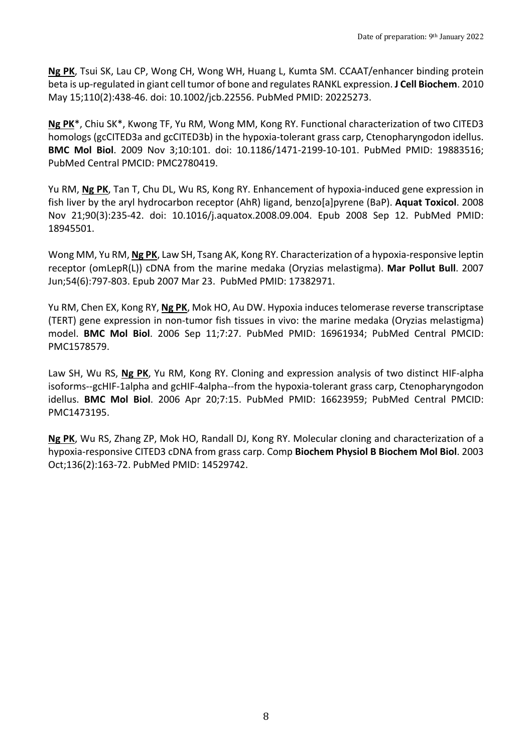Date of preparation: 9th January 2022

**<u>Ng PK</u>**, Tsui SK, Lau CP, Wong CH, Wong WH, Huang L, Kumta SM. CCAAT/enhancer binding protein beta is up-regulated in giant cell tumor of bone and regulates RANKL expression. **J Cell Biochem**. 2010 May 15;110(2):438-46. doi: 10.1002/jcb.22556. PubMed PMID: 20225273.

**<u>Ng PK</u>***, Chiu SK*, Kwong TF, Yu RM, Wong MM, Kong RY. Functional characterization of two CITED3 homologs (gcCITED3a and gcCITED3b) in the hypoxia-tolerant grass carp, Ctenopharyngodon idellus. **BMC Mol Biol**. 2009 Nov 3;10:101. doi: 10.1186/1471-2199-10-101. PubMed PMID: 19883516; PubMed Central PMCID: PMC2780419.

Yu RM, **<u>Ng PK</u>**, Tan T, Chu DL, Wu RS, Kong RY. Enhancement of hypoxia-induced gene expression in fish liver by the aryl hydrocarbon receptor (AhR) ligand, benzo[a]pyrene (BaP). **Aquat Toxicol**. 2008 Nov 21;90(3):235-42. doi: 10.1016/j.aquatox.2008.09.004. Epub 2008 Sep 12. PubMed PMID: 18945501.

Wong MM, Yu RM, **<u>Ng PK</u>**, Law SH, Tsang AK, Kong RY. Characterization of a hypoxia-responsive leptin receptor (omLepR(L)) cDNA from the marine medaka (Oryzias melastigma). **Mar Pollut Bull**. 2007 Jun;54(6):797-803. Epub 2007 Mar 23. PubMed PMID: 17382971.

Yu RM, Chen EX, Kong RY, **<u>Ng PK</u>**, Mok HO, Au DW. Hypoxia induces telomerase reverse transcriptase (TERT) gene expression in non-tumor fish tissues in vivo: the marine medaka (Oryzias melastigma) model. **BMC Mol Biol**. 2006 Sep 11;7:27. PubMed PMID: 16961934; PubMed Central PMCID: PMC1578579.

Law SH, Wu RS, **<u>Ng PK</u>**, Yu RM, Kong RY. Cloning and expression analysis of two distinct HIF-alpha isoforms--gcHIF-1alpha and gcHIF-4alpha--from the hypoxia-tolerant grass carp, Ctenopharyngodon idellus. **BMC Mol Biol**. 2006 Apr 20;7:15. PubMed PMID: 16623959; PubMed Central PMCID: PMC1473195.

**<u>Ng PK</u>**, Wu RS, Zhang ZP, Mok HO, Randall DJ, Kong RY. Molecular cloning and characterization of a hypoxia-responsive CITED3 cDNA from grass carp. Comp **Biochem Physiol B Biochem Mol Biol**. 2003 Oct;136(2):163-72. PubMed PMID: 14529742.